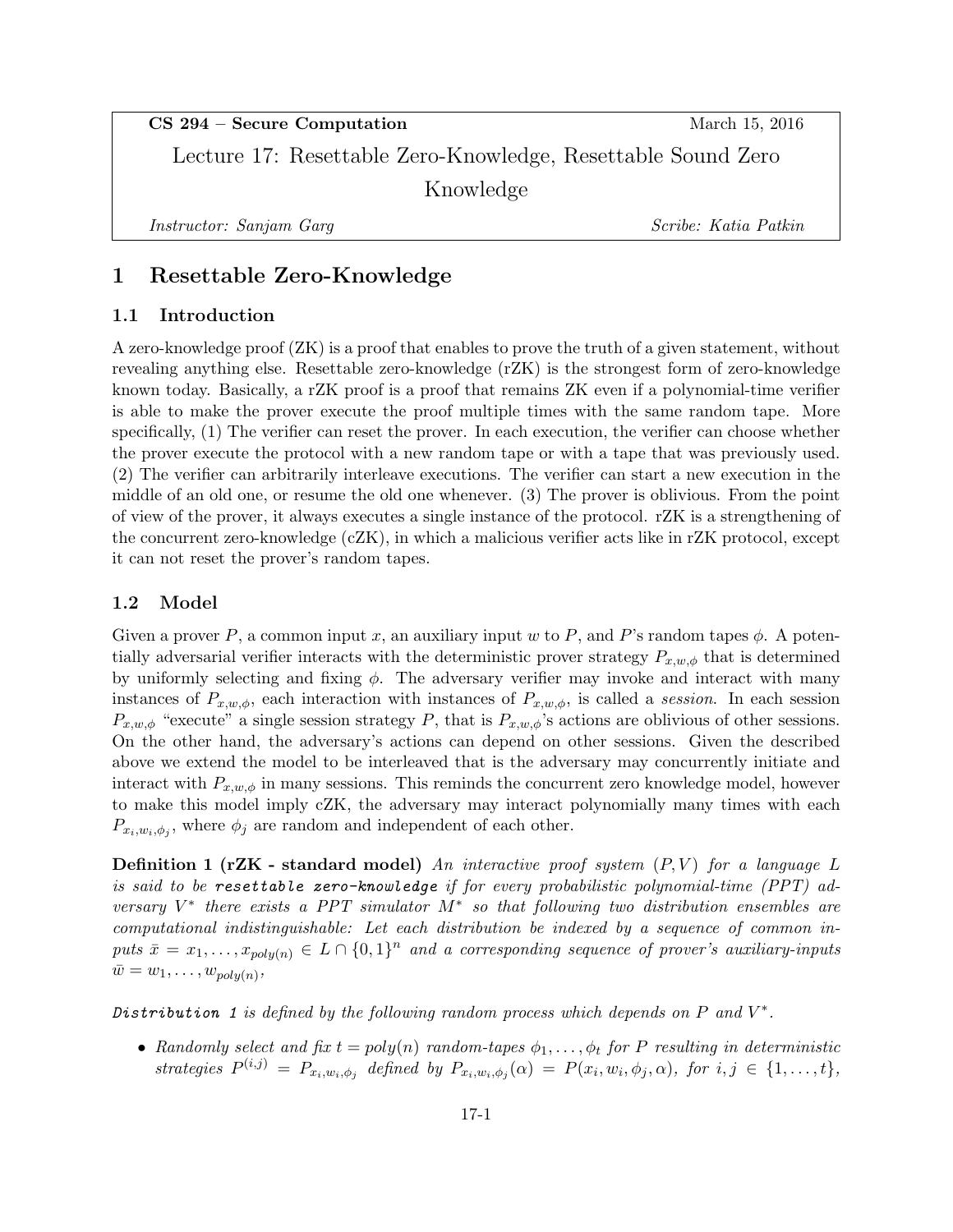**CS 294 – Secure Computation** March 15, 2016

Lecture 17: Resettable Zero-Knowledge, Resettable Sound Zero Knowledge

*Instructor: Sanjam Garg* *Scribe: Katia Patkin*

# 1 Resettable Zero-Knowledge

## 1.1 Introduction

A zero-knowledge proof (ZK) is a proof that enables to prove the truth of a given statement, without revealing anything else. Resettable zero-knowledge (rZK) is the strongest form of zero-knowledge known today. Basically, a rZK proof is a proof that remains ZK even if a polynomial-time verifier is able to make the prover execute the proof multiple times with the same random tape. More specifically, (1) The verifier can reset the prover. In each execution, the verifier can choose whether the prover execute the protocol with a new random tape or with a tape that was previously used. (2) The verifier can arbitrarily interleave executions. The verifier can start a new execution in the middle of an old one, or resume the old one whenever. (3) The prover is oblivious. From the point of view of the prover, it always executes a single instance of the protocol. rZK is a strengthening of the concurrent zero-knowledge (cZK), in which a malicious verifier acts like in rZK protocol, except it can not reset the prover's random tapes.

## 1.2 Model

Given a prover $P$, a common input $x$, an auxiliary input $w$ to $P$, and $P$'s random tapes $\phi$. A potentially adversarial verifier interacts with the deterministic prover strategy $P_{x,w,\phi}$ that is determined by uniformly selecting and fixing $\phi$. The adversary verifier may invoke and interact with many instances of $P_{x,w,\phi}$, each interaction with instances of $P_{x,w,\phi}$, is called a *session*. In each session $P_{x,w,\phi}$ "execute" a single session strategy $P$, that is $P_{x,w,\phi}$'s actions are oblivious of other sessions. On the other hand, the adversary's actions can depend on other sessions. Given the described above we extend the model to be interleaved that is the adversary may concurrently initiate and interact with $P_{x,w,\phi}$ in many sessions. This reminds the concurrent zero knowledge model, however to make this model imply cZK, the adversary may interact polynomially many times with each $P_{x_i,w_i,\phi_j}$, where $\phi_j$ are random and independent of each other.

**Definition 1 (rZK - standard model)** *An interactive proof system $(P, V)$ for a language $L$ is said to be* `resettable zero-knowledge` *if for every probabilistic polynomial-time (PPT) adversary $V^*$ there exists a PPT simulator $M^*$ so that following two distribution ensembles are computational indistinguishable: Let each distribution be indexed by a sequence of common inputs $\bar{x} = x_1, \ldots, x_{poly(n)} \in L \cap \{0,1\}^n$ and a corresponding sequence of prover's auxiliary-inputs $\bar{w} = w_1, \ldots, w_{poly(n)}$,*

`Distribution 1` *is defined by the following random process which depends on $P$ and $V^*$.*

- *Randomly select and fix $t = poly(n)$ random-tapes $\phi_1, \ldots, \phi_t$ for $P$ resulting in deterministic strategies $P^{(i,j)} = P_{x_i,w_i,\phi_j}$ defined by $P_{x_i,w_i,\phi_j}(\alpha) = P(x_i, w_i, \phi_j, \alpha)$, for $i, j \in \{1, \ldots, t\}$,*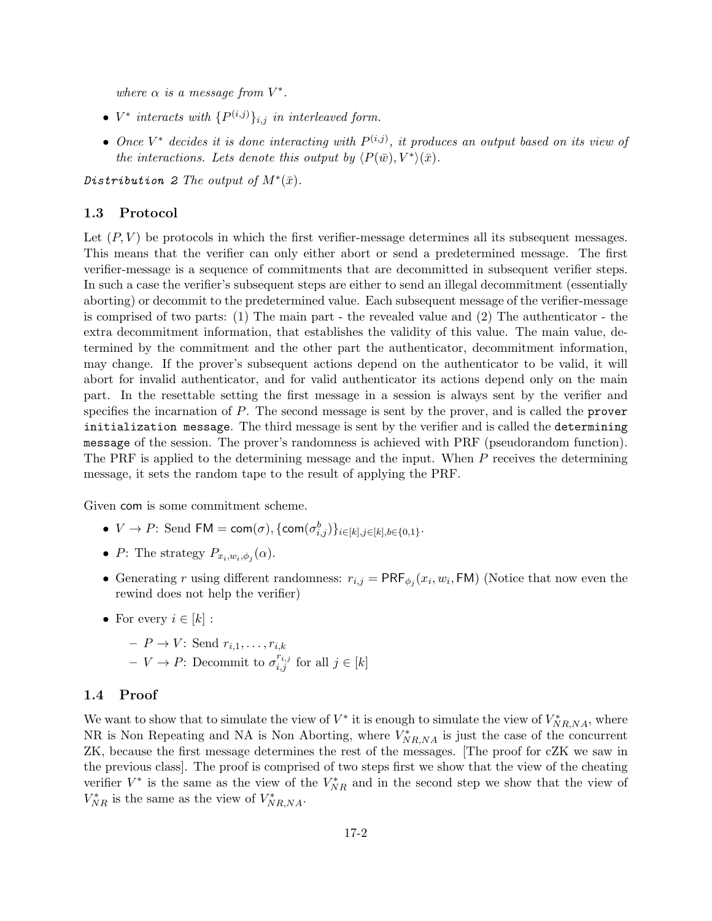*where $\alpha$ is a message from $V^*$.*

- *$V^*$ interacts with $\{P^{(i,j)}\}_{i,j}$ in interleaved form.*
- *Once $V^*$ decides it is done interacting with $P^{(i,j)}$, it produces an output based on its view of the interactions. Lets denote this output by $\langle P(\bar{w}), V^* \rangle(\bar{x})$.*

*Distribution 2* *The output of $M^*(\bar{x})$.*

### 1.3 Protocol

Let $(P, V)$ be protocols in which the first verifier-message determines all its subsequent messages. This means that the verifier can only either abort or send a predetermined message. The first verifier-message is a sequence of commitments that are decommitted in subsequent verifier steps. In such a case the verifier's subsequent steps are either to send an illegal decommitment (essentially aborting) or decommit to the predetermined value. Each subsequent message of the verifier-message is comprised of two parts: (1) The main part - the revealed value and (2) The authenticator - the extra decommitment information, that establishes the validity of this value. The main value, determined by the commitment and the other part the authenticator, decommitment information, may change. If the prover's subsequent actions depend on the authenticator to be valid, it will abort for invalid authenticator, and for valid authenticator its actions depend only on the main part. In the resettable setting the first message in a session is always sent by the verifier and specifies the incarnation of $P$. The second message is sent by the prover, and is called the `prover initialization message`. The third message is sent by the verifier and is called the `determining message` of the session. The prover's randomness is achieved with PRF (pseudorandom function). The PRF is applied to the determining message and the input. When $P$ receives the determining message, it sets the random tape to the result of applying the PRF.

Given $\mathsf{com}$ is some commitment scheme.

- $V \to P$: Send $\mathsf{FM} = \mathsf{com}(\sigma), \{\mathsf{com}(\sigma_{i,j}^b)\}_{i \in [k], j \in [k], b \in \{0,1\}}$.
- $P$: The strategy $P_{x_i, w_i, \phi_j}(\alpha)$.
- Generating $r$ using different randomness: $r_{i,j} = \mathsf{PRF}_{\phi_j}(x_i, w_i, \mathsf{FM})$ (Notice that now even the rewind does not help the verifier)
- For every $i \in [k]$ :
  - $P \to V$: Send $r_{i,1}, \ldots, r_{i,k}$
  - $V \to P$: Decommit to $\sigma_{i,j}^{r_{i,j}}$ for all $j \in [k]$

### 1.4 Proof

We want to show that to simulate the view of $V^*$ it is enough to simulate the view of $V^*_{NR,NA}$, where NR is Non Repeating and NA is Non Aborting, where $V^*_{NR,NA}$ is just the case of the concurrent ZK, because the first message determines the rest of the messages. [The proof for cZK we saw in the previous class]. The proof is comprised of two steps first we show that the view of the cheating verifier $V^*$ is the same as the view of the $V^*_{NR}$ and in the second step we show that the view of $V^*_{NR}$ is the same as the view of $V^*_{NR,NA}$.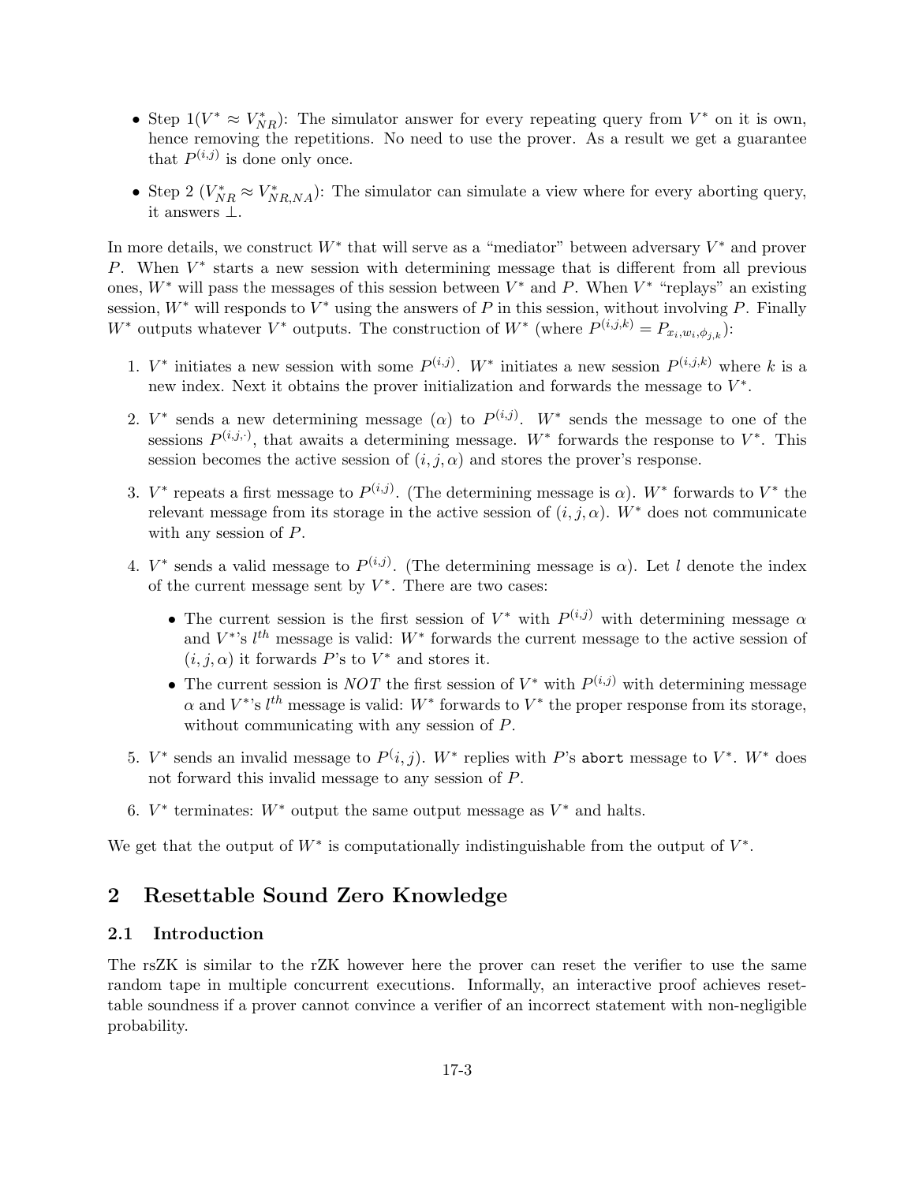- Step 1($V^* \approx V^*_{NR}$): The simulator answer for every repeating query from $V^*$ on it is own, hence removing the repetitions. No need to use the prover. As a result we get a guarantee that $P^{(i,j)}$ is done only once.
- Step 2 ($V^*_{NR} \approx V^*_{NR,NA}$): The simulator can simulate a view where for every aborting query, it answers $\perp$.

In more details, we construct $W^*$ that will serve as a "mediator" between adversary $V^*$ and prover $P$. When $V^*$ starts a new session with determining message that is different from all previous ones, $W^*$ will pass the messages of this session between $V^*$ and $P$. When $V^*$ "replays" an existing session, $W^*$ will responds to $V^*$ using the answers of $P$ in this session, without involving $P$. Finally $W^*$ outputs whatever $V^*$ outputs. The construction of $W^*$ (where $P^{(i,j,k)} = P_{x_i,w_i,\phi_{j,k}}$):

1. $V^*$ initiates a new session with some $P^{(i,j)}$. $W^*$ initiates a new session $P^{(i,j,k)}$ where $k$ is a new index. Next it obtains the prover initialization and forwards the message to $V^*$.
2. $V^*$ sends a new determining message ($\alpha$) to $P^{(i,j)}$. $W^*$ sends the message to one of the sessions $P^{(i,j,\cdot)}$, that awaits a determining message. $W^*$ forwards the response to $V^*$. This session becomes the active session of $(i, j, \alpha)$ and stores the prover's response.
3. $V^*$ repeats a first message to $P^{(i,j)}$. (The determining message is $\alpha$). $W^*$ forwards to $V^*$ the relevant message from its storage in the active session of $(i, j, \alpha)$. $W^*$ does not communicate with any session of $P$.
4. $V^*$ sends a valid message to $P^{(i,j)}$. (The determining message is $\alpha$). Let $l$ denote the index of the current message sent by $V^*$. There are two cases:
   - The current session is the first session of $V^*$ with $P^{(i,j)}$ with determining message $\alpha$ and $V^*$'s $l^{th}$ message is valid: $W^*$ forwards the current message to the active session of $(i, j, \alpha)$ it forwards $P$'s to $V^*$ and stores it.
   - The current session is *NOT* the first session of $V^*$ with $P^{(i,j)}$ with determining message $\alpha$ and $V^*$'s $l^{th}$ message is valid: $W^*$ forwards to $V^*$ the proper response from its storage, without communicating with any session of $P$.
5. $V^*$ sends an invalid message to $P^(i, j)$. $W^*$ replies with $P$'s `abort` message to $V^*$. $W^*$ does not forward this invalid message to any session of $P$.
6. $V^*$ terminates: $W^*$ output the same output message as $V^*$ and halts.

We get that the output of $W^*$ is computationally indistinguishable from the output of $V^*$.

# 2 Resettable Sound Zero Knowledge

## 2.1 Introduction

The rsZK is similar to the rZK however here the prover can reset the verifier to use the same random tape in multiple concurrent executions. Informally, an interactive proof achieves resettable soundness if a prover cannot convince a verifier of an incorrect statement with non-negligible probability.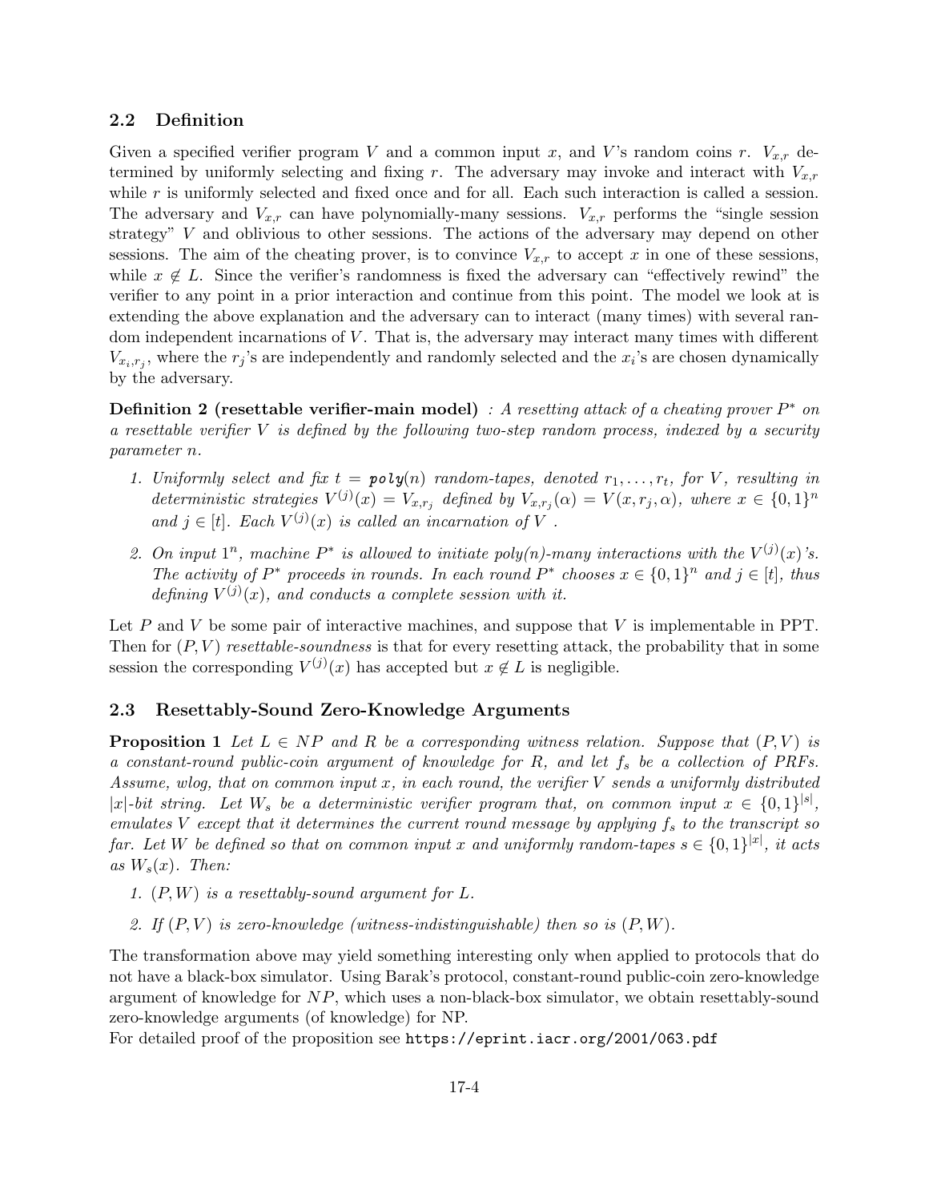### 2.2 Definition

Given a specified verifier program $V$ and a common input $x$, and $V$'s random coins $r$. $V_{x,r}$ determined by uniformly selecting and fixing $r$. The adversary may invoke and interact with $V_{x,r}$ while $r$ is uniformly selected and fixed once and for all. Each such interaction is called a session. The adversary and $V_{x,r}$ can have polynomially-many sessions. $V_{x,r}$ performs the "single session strategy" $V$ and oblivious to other sessions. The actions of the adversary may depend on other sessions. The aim of the cheating prover, is to convince $V_{x,r}$ to accept $x$ in one of these sessions, while $x \notin L$. Since the verifier's randomness is fixed the adversary can "effectively rewind" the verifier to any point in a prior interaction and continue from this point. The model we look at is extending the above explanation and the adversary can to interact (many times) with several random independent incarnations of $V$. That is, the adversary may interact many times with different $V_{x_i,r_j}$, where the $r_j$'s are independently and randomly selected and the $x_i$'s are chosen dynamically by the adversary.

**Definition 2 (resettable verifier-main model)** *: A resetting attack of a cheating prover $P^*$ on a resettable verifier $V$ is defined by the following two-step random process, indexed by a security parameter $n$.*

1. *Uniformly select and fix $t = \textbf{poly}(n)$ random-tapes, denoted $r_1, \ldots, r_t$, for $V$, resulting in deterministic strategies $V^{(j)}(x) = V_{x,r_j}$ defined by $V_{x,r_j}(\alpha) = V(x, r_j, \alpha)$, where $x \in \{0,1\}^n$ and $j \in [t]$. Each $V^{(j)}(x)$ is called an incarnation of $V$ .*
2. *On input $1^n$, machine $P^*$ is allowed to initiate poly(n)-many interactions with the $V^{(j)}(x)$'s. The activity of $P^*$ proceeds in rounds. In each round $P^*$ chooses $x \in \{0,1\}^n$ and $j \in [t]$, thus defining $V^{(j)}(x)$, and conducts a complete session with it.*

Let $P$ and $V$ be some pair of interactive machines, and suppose that $V$ is implementable in PPT. Then for $(P, V)$ *resettable-soundness* is that for every resetting attack, the probability that in some session the corresponding $V^{(j)}(x)$ has accepted but $x \notin L$ is negligible.

### 2.3 Resettably-Sound Zero-Knowledge Arguments

**Proposition 1** *Let $L \in NP$ and $R$ be a corresponding witness relation. Suppose that $(P, V)$ is a constant-round public-coin argument of knowledge for $R$, and let $f_s$ be a collection of PRFs. Assume, wlog, that on common input $x$, in each round, the verifier $V$ sends a uniformly distributed $|x|$-bit string. Let $W_s$ be a deterministic verifier program that, on common input $x \in \{0,1\}^{|s|}$, emulates $V$ except that it determines the current round message by applying $f_s$ to the transcript so far. Let $W$ be defined so that on common input $x$ and uniformly random-tapes $s \in \{0,1\}^{|x|}$, it acts as $W_s(x)$. Then:*

1. *$(P, W)$ is a resettably-sound argument for $L$.*
2. *If $(P, V)$ is zero-knowledge (witness-indistinguishable) then so is $(P, W)$.*

The transformation above may yield something interesting only when applied to protocols that do not have a black-box simulator. Using Barak's protocol, constant-round public-coin zero-knowledge argument of knowledge for $NP$, which uses a non-black-box simulator, we obtain resettably-sound zero-knowledge arguments (of knowledge) for NP.

For detailed proof of the proposition see `https://eprint.iacr.org/2001/063.pdf`